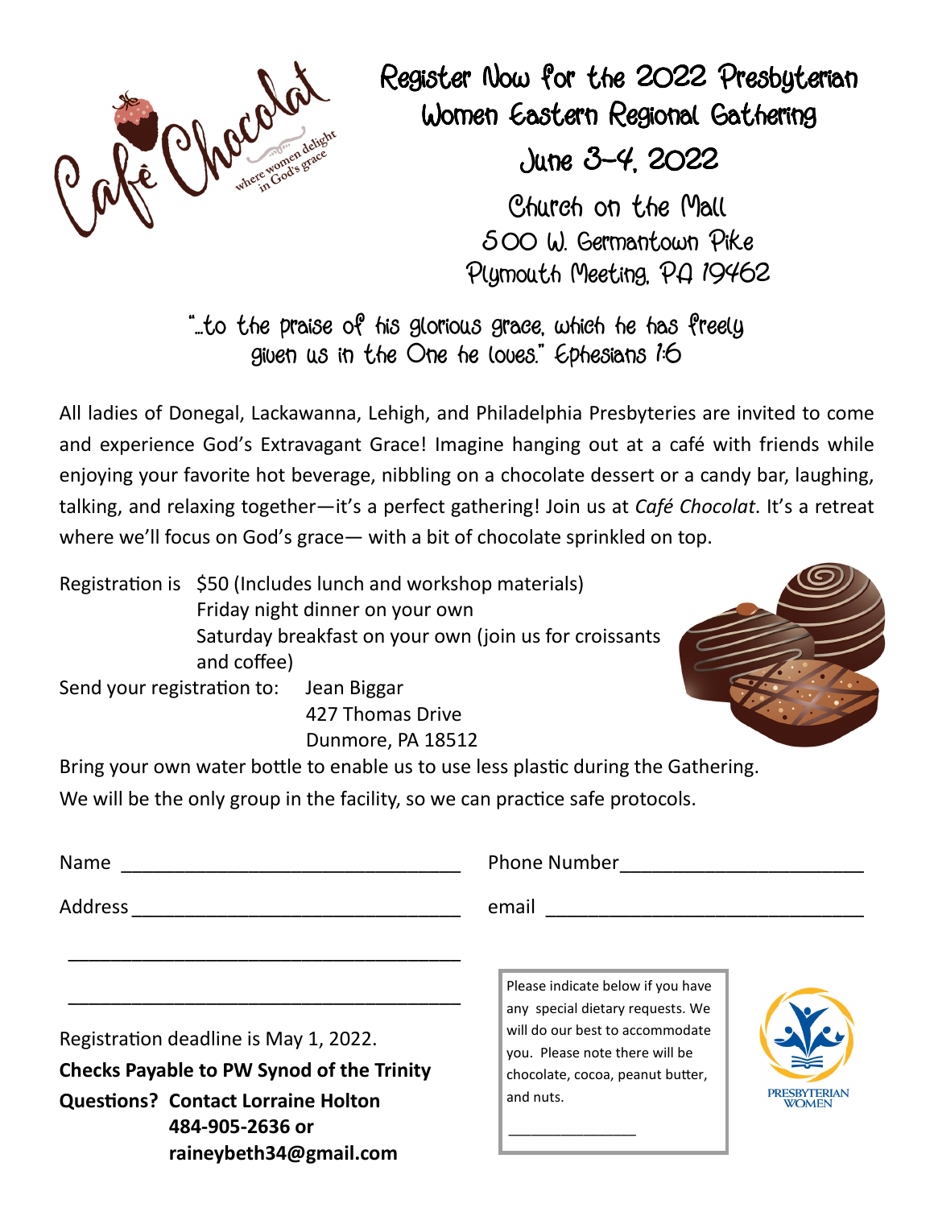Café Chocolat
where women delight in God's grace

# Register Now for the 2022 Presbyterian Women Eastern Regional Gathering

## June 3-4, 2022

Church on the Mall
500 W. Germantown Pike
Plymouth Meeting, PA 19462

"...to the praise of his glorious grace, which he has freely given us in the One he loves." Ephesians 1:6

All ladies of Donegal, Lackawanna, Lehigh, and Philadelphia Presbyteries are invited to come and experience God's Extravagant Grace! Imagine hanging out at a café with friends while enjoying your favorite hot beverage, nibbling on a chocolate dessert or a candy bar, laughing, talking, and relaxing together—it's a perfect gathering! Join us at *Café Chocolat*. It's a retreat where we'll focus on God's grace— with a bit of chocolate sprinkled on top.

Registration is $50 (Includes lunch and workshop materials)
Friday night dinner on your own
Saturday breakfast on your own (join us for croissants and coffee)

Send your registration to: Jean Biggar
427 Thomas Drive
Dunmore, PA 18512

Bring your own water bottle to enable us to use less plastic during the Gathering.

We will be the only group in the facility, so we can practice safe protocols.

Name ________________________________ Phone Number______________________

Address ______________________________ email _____________________________

_____________________________________

_____________________________________

Registration deadline is May 1, 2022.

**Checks Payable to PW Synod of the Trinity**

**Questions? Contact Lorraine Holton**
**484-905-2636 or**
**raineybeth34@gmail.com**

Please indicate below if you have any special dietary requests. We will do our best to accommodate you. Please note there will be chocolate, cocoa, peanut butter, and nuts.

______________

PRESBYTERIAN WOMEN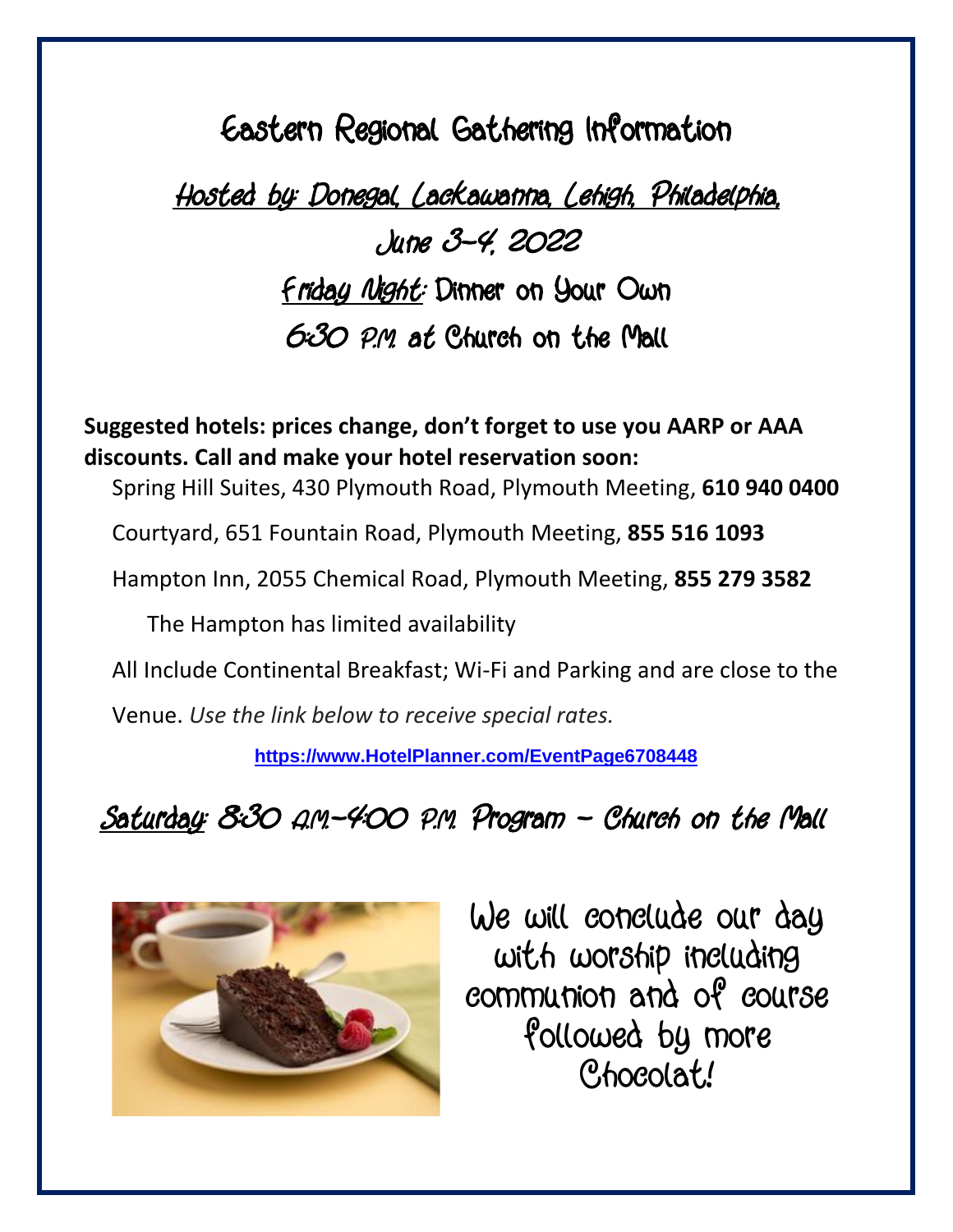# Eastern Regional Gathering Information

Hosted by: Donegal, Lackawanna, Lehigh, Philadelphia,

June 3-4, 2022

Friday Night: Dinner on Your Own

6:30 P.M. at Church on the Mall

**Suggested hotels: prices change, don't forget to use you AARP or AAA discounts. Call and make your hotel reservation soon:**

Spring Hill Suites, 430 Plymouth Road, Plymouth Meeting, **610 940 0400**

Courtyard, 651 Fountain Road, Plymouth Meeting, **855 516 1093**

Hampton Inn, 2055 Chemical Road, Plymouth Meeting, **855 279 3582**

The Hampton has limited availability

All Include Continental Breakfast; Wi-Fi and Parking and are close to the Venue. *Use the link below to receive special rates.*

**https://www.HotelPlanner.com/EventPage6708448**

Saturday: 8:30 A.M.-4:00 P.M. Program – Church on the Mall

We will conclude our day with worship including communion and of course followed by more Chocolat!